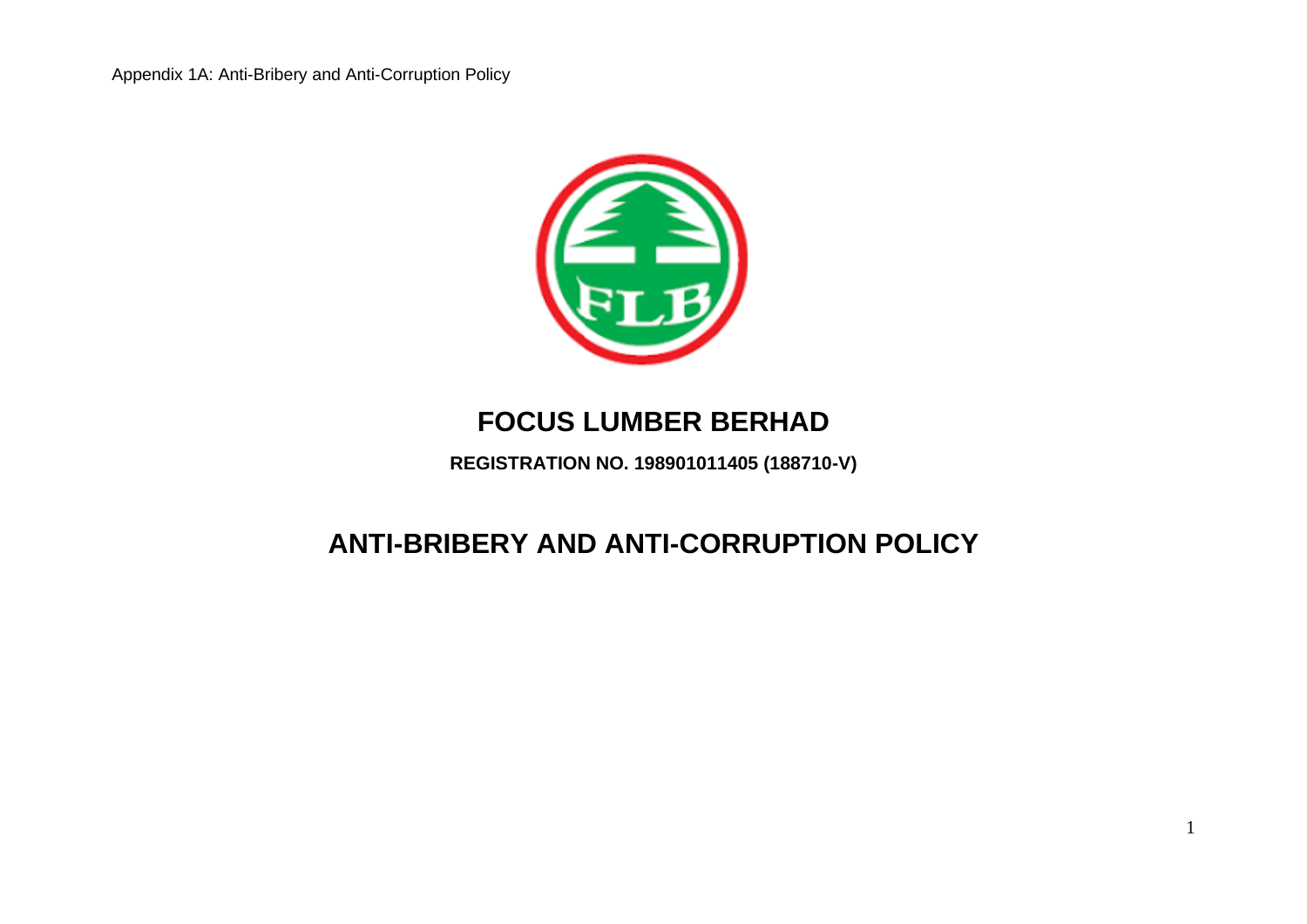Appendix 1A: Anti-Bribery and Anti-Corruption Policy

# FOCUS LUMBER BERHAD

**REGISTRATION NO. 198901011405 (188710-V)**

# ANTI-BRIBERY AND ANTI-CORRUPTION POLICY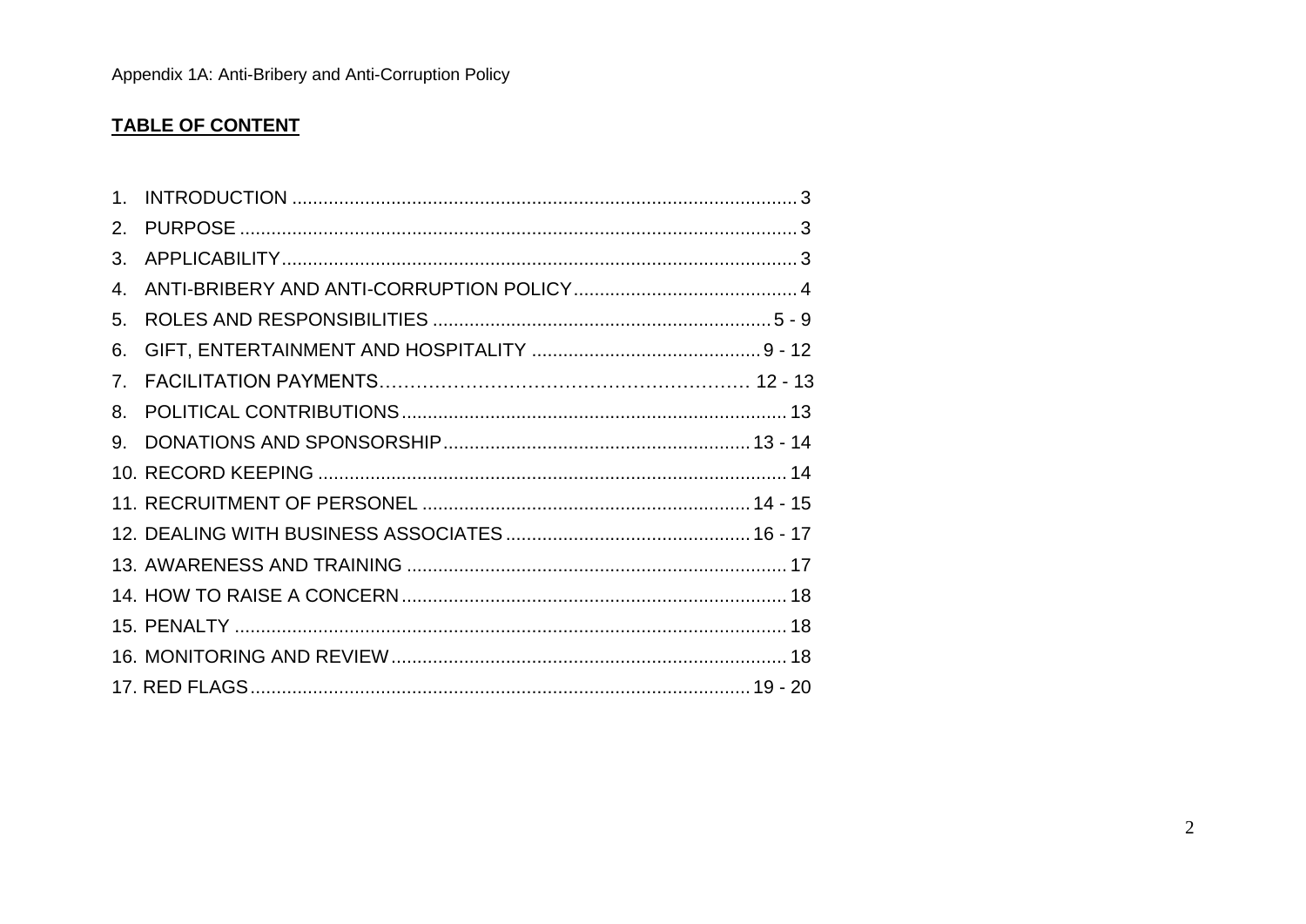Appendix 1A: Anti-Bribery and Anti-Corruption Policy

## TABLE OF CONTENT

1. INTRODUCTION .......... 3
2. PURPOSE .......... 3
3. APPLICABILITY .......... 3
4. ANTI-BRIBERY AND ANTI-CORRUPTION POLICY .......... 4
5. ROLES AND RESPONSIBILITIES .......... 5 - 9
6. GIFT, ENTERTAINMENT AND HOSPITALITY .......... 9 - 12
7. FACILITATION PAYMENTS .......... 12 - 13
8. POLITICAL CONTRIBUTIONS .......... 13
9. DONATIONS AND SPONSORSHIP .......... 13 - 14
10. RECORD KEEPING .......... 14
11. RECRUITMENT OF PERSONEL .......... 14 - 15
12. DEALING WITH BUSINESS ASSOCIATES .......... 16 - 17
13. AWARENESS AND TRAINING .......... 17
14. HOW TO RAISE A CONCERN .......... 18
15. PENALTY .......... 18
16. MONITORING AND REVIEW .......... 18
17. RED FLAGS .......... 19 - 20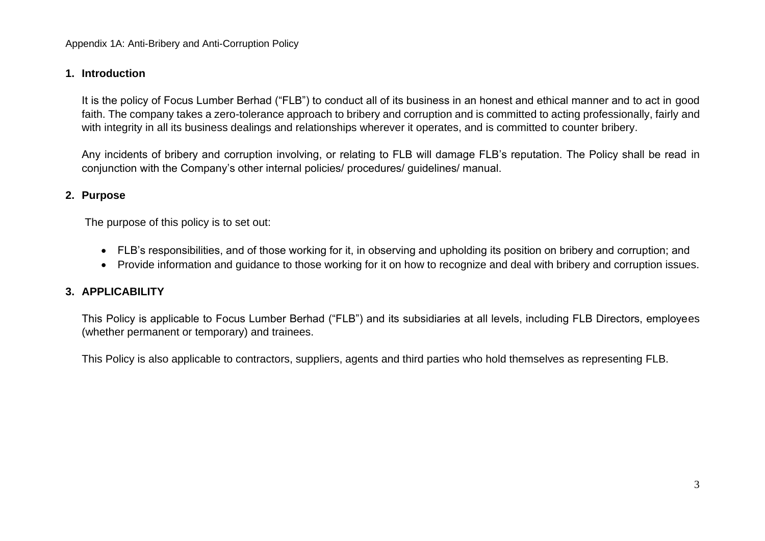Appendix 1A: Anti-Bribery and Anti-Corruption Policy

## 1. Introduction

It is the policy of Focus Lumber Berhad ("FLB") to conduct all of its business in an honest and ethical manner and to act in good faith. The company takes a zero-tolerance approach to bribery and corruption and is committed to acting professionally, fairly and with integrity in all its business dealings and relationships wherever it operates, and is committed to counter bribery.

Any incidents of bribery and corruption involving, or relating to FLB will damage FLB's reputation. The Policy shall be read in conjunction with the Company's other internal policies/ procedures/ guidelines/ manual.

## 2. Purpose

The purpose of this policy is to set out:

- FLB's responsibilities, and of those working for it, in observing and upholding its position on bribery and corruption; and
- Provide information and guidance to those working for it on how to recognize and deal with bribery and corruption issues.

## 3. APPLICABILITY

This Policy is applicable to Focus Lumber Berhad ("FLB") and its subsidiaries at all levels, including FLB Directors, employees (whether permanent or temporary) and trainees.

This Policy is also applicable to contractors, suppliers, agents and third parties who hold themselves as representing FLB.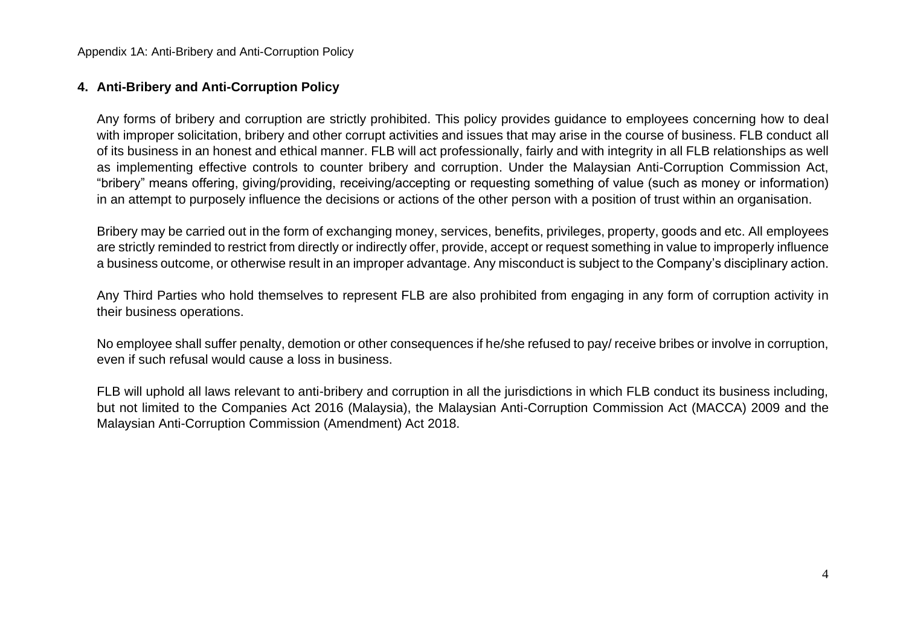## 4. Anti-Bribery and Anti-Corruption Policy

Any forms of bribery and corruption are strictly prohibited. This policy provides guidance to employees concerning how to deal with improper solicitation, bribery and other corrupt activities and issues that may arise in the course of business. FLB conduct all of its business in an honest and ethical manner. FLB will act professionally, fairly and with integrity in all FLB relationships as well as implementing effective controls to counter bribery and corruption. Under the Malaysian Anti-Corruption Commission Act, "bribery" means offering, giving/providing, receiving/accepting or requesting something of value (such as money or information) in an attempt to purposely influence the decisions or actions of the other person with a position of trust within an organisation.

Bribery may be carried out in the form of exchanging money, services, benefits, privileges, property, goods and etc. All employees are strictly reminded to restrict from directly or indirectly offer, provide, accept or request something in value to improperly influence a business outcome, or otherwise result in an improper advantage. Any misconduct is subject to the Company's disciplinary action.

Any Third Parties who hold themselves to represent FLB are also prohibited from engaging in any form of corruption activity in their business operations.

No employee shall suffer penalty, demotion or other consequences if he/she refused to pay/ receive bribes or involve in corruption, even if such refusal would cause a loss in business.

FLB will uphold all laws relevant to anti-bribery and corruption in all the jurisdictions in which FLB conduct its business including, but not limited to the Companies Act 2016 (Malaysia), the Malaysian Anti-Corruption Commission Act (MACCA) 2009 and the Malaysian Anti-Corruption Commission (Amendment) Act 2018.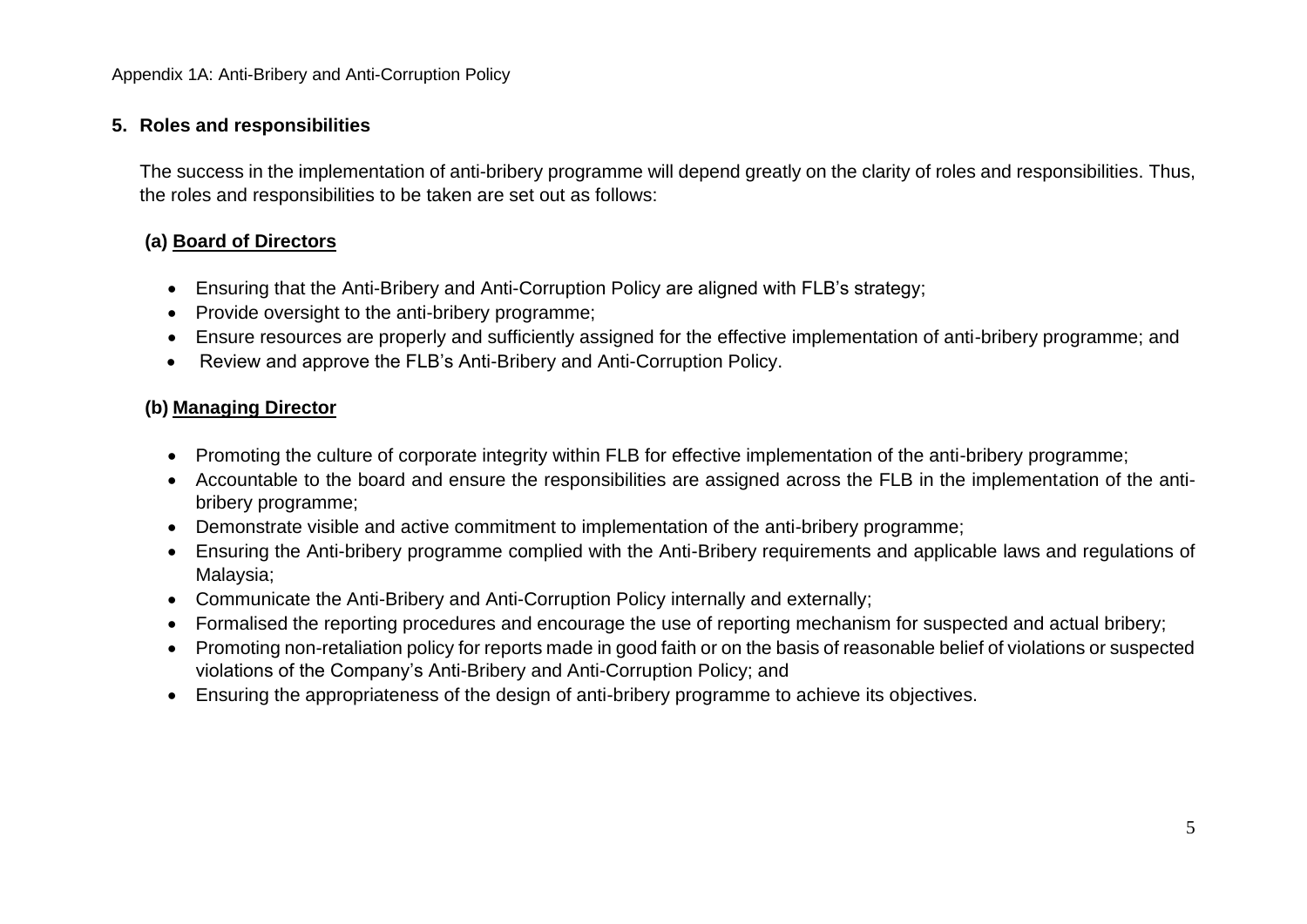## 5. Roles and responsibilities

The success in the implementation of anti-bribery programme will depend greatly on the clarity of roles and responsibilities. Thus, the roles and responsibilities to be taken are set out as follows:

### (a) Board of Directors

- Ensuring that the Anti-Bribery and Anti-Corruption Policy are aligned with FLB's strategy;
- Provide oversight to the anti-bribery programme;
- Ensure resources are properly and sufficiently assigned for the effective implementation of anti-bribery programme; and
- Review and approve the FLB's Anti-Bribery and Anti-Corruption Policy.

### (b) Managing Director

- Promoting the culture of corporate integrity within FLB for effective implementation of the anti-bribery programme;
- Accountable to the board and ensure the responsibilities are assigned across the FLB in the implementation of the anti-bribery programme;
- Demonstrate visible and active commitment to implementation of the anti-bribery programme;
- Ensuring the Anti-bribery programme complied with the Anti-Bribery requirements and applicable laws and regulations of Malaysia;
- Communicate the Anti-Bribery and Anti-Corruption Policy internally and externally;
- Formalised the reporting procedures and encourage the use of reporting mechanism for suspected and actual bribery;
- Promoting non-retaliation policy for reports made in good faith or on the basis of reasonable belief of violations or suspected violations of the Company's Anti-Bribery and Anti-Corruption Policy; and
- Ensuring the appropriateness of the design of anti-bribery programme to achieve its objectives.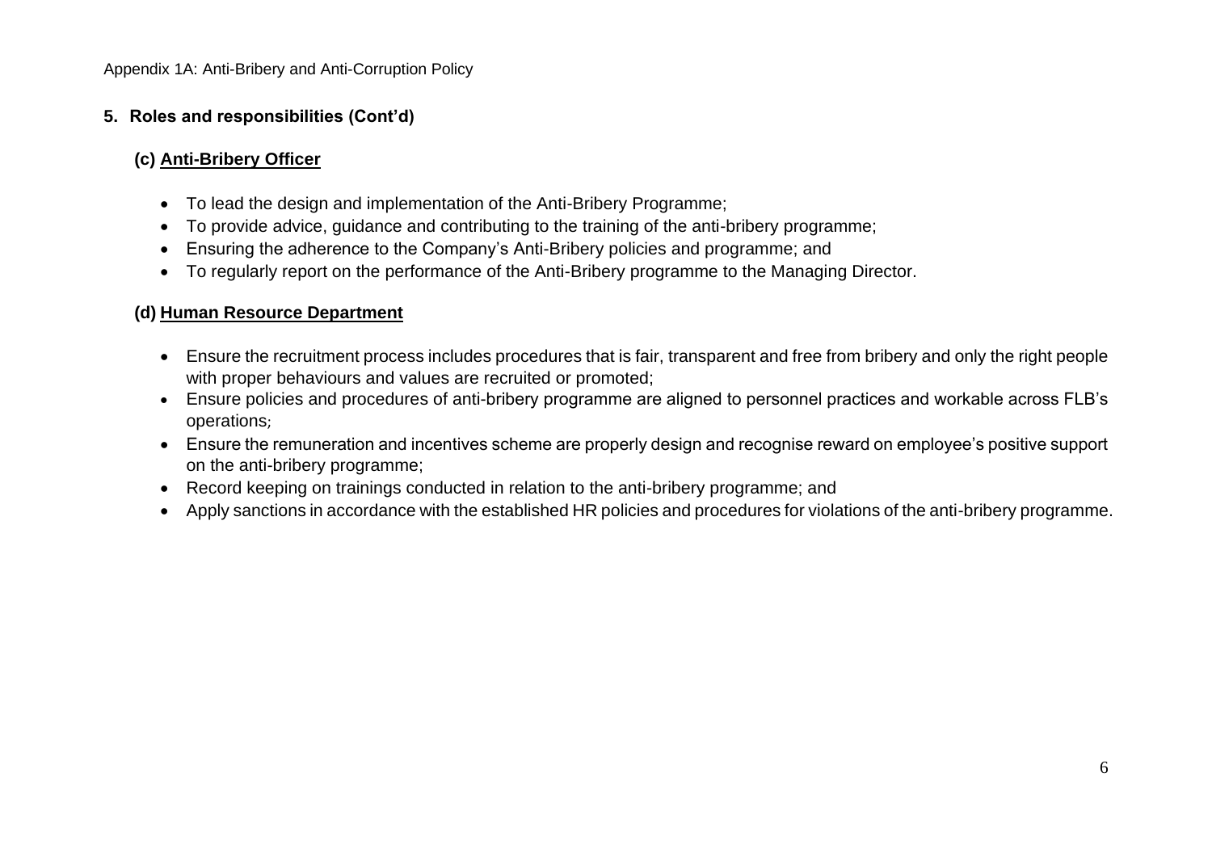## 5. Roles and responsibilities (Cont'd)

### (c) Anti-Bribery Officer

- To lead the design and implementation of the Anti-Bribery Programme;
- To provide advice, guidance and contributing to the training of the anti-bribery programme;
- Ensuring the adherence to the Company's Anti-Bribery policies and programme; and
- To regularly report on the performance of the Anti-Bribery programme to the Managing Director.

### (d) Human Resource Department

- Ensure the recruitment process includes procedures that is fair, transparent and free from bribery and only the right people with proper behaviours and values are recruited or promoted;
- Ensure policies and procedures of anti-bribery programme are aligned to personnel practices and workable across FLB's operations;
- Ensure the remuneration and incentives scheme are properly design and recognise reward on employee's positive support on the anti-bribery programme;
- Record keeping on trainings conducted in relation to the anti-bribery programme; and
- Apply sanctions in accordance with the established HR policies and procedures for violations of the anti-bribery programme.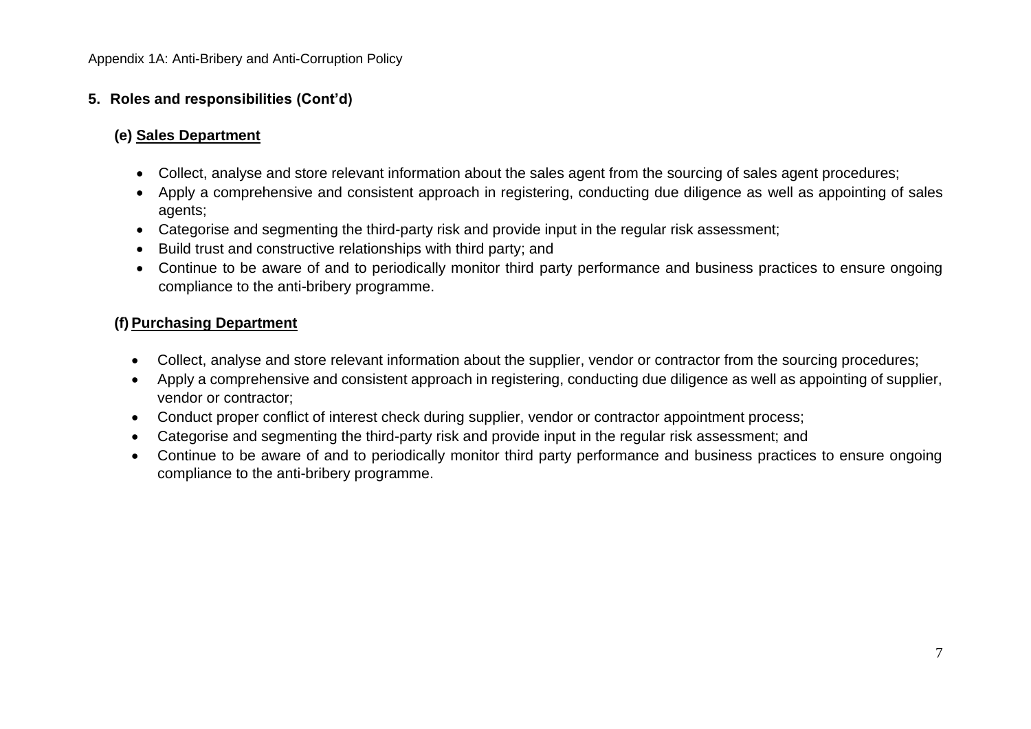## 5. Roles and responsibilities (Cont'd)

### (e) Sales Department

- Collect, analyse and store relevant information about the sales agent from the sourcing of sales agent procedures;
- Apply a comprehensive and consistent approach in registering, conducting due diligence as well as appointing of sales agents;
- Categorise and segmenting the third-party risk and provide input in the regular risk assessment;
- Build trust and constructive relationships with third party; and
- Continue to be aware of and to periodically monitor third party performance and business practices to ensure ongoing compliance to the anti-bribery programme.

### (f) Purchasing Department

- Collect, analyse and store relevant information about the supplier, vendor or contractor from the sourcing procedures;
- Apply a comprehensive and consistent approach in registering, conducting due diligence as well as appointing of supplier, vendor or contractor;
- Conduct proper conflict of interest check during supplier, vendor or contractor appointment process;
- Categorise and segmenting the third-party risk and provide input in the regular risk assessment; and
- Continue to be aware of and to periodically monitor third party performance and business practices to ensure ongoing compliance to the anti-bribery programme.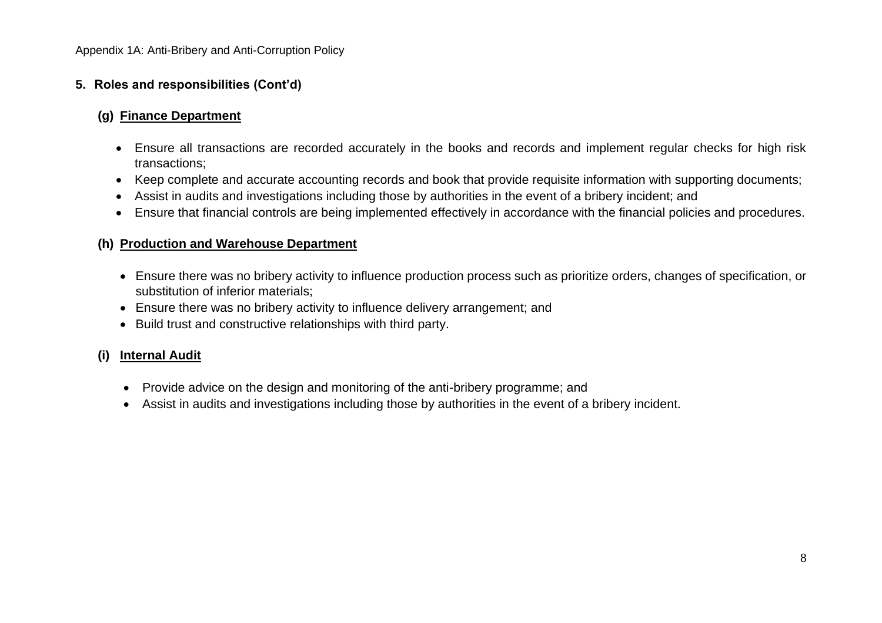## 5. Roles and responsibilities (Cont'd)

### (g) Finance Department

- Ensure all transactions are recorded accurately in the books and records and implement regular checks for high risk transactions;
- Keep complete and accurate accounting records and book that provide requisite information with supporting documents;
- Assist in audits and investigations including those by authorities in the event of a bribery incident; and
- Ensure that financial controls are being implemented effectively in accordance with the financial policies and procedures.

### (h) Production and Warehouse Department

- Ensure there was no bribery activity to influence production process such as prioritize orders, changes of specification, or substitution of inferior materials;
- Ensure there was no bribery activity to influence delivery arrangement; and
- Build trust and constructive relationships with third party.

### (i) Internal Audit

- Provide advice on the design and monitoring of the anti-bribery programme; and
- Assist in audits and investigations including those by authorities in the event of a bribery incident.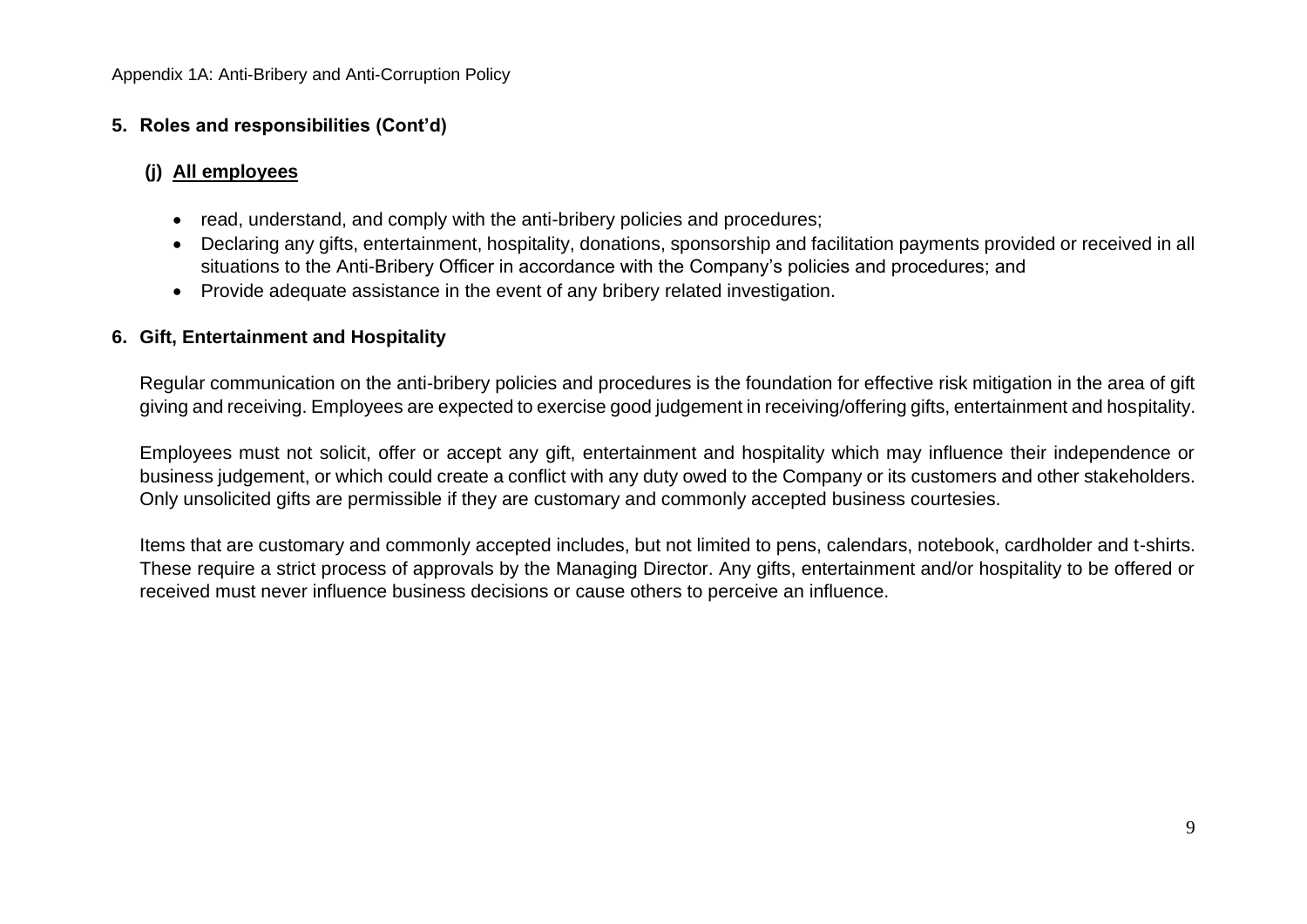## 5. Roles and responsibilities (Cont'd)

### (j) All employees

- read, understand, and comply with the anti-bribery policies and procedures;
- Declaring any gifts, entertainment, hospitality, donations, sponsorship and facilitation payments provided or received in all situations to the Anti-Bribery Officer in accordance with the Company's policies and procedures; and
- Provide adequate assistance in the event of any bribery related investigation.

## 6. Gift, Entertainment and Hospitality

Regular communication on the anti-bribery policies and procedures is the foundation for effective risk mitigation in the area of gift giving and receiving. Employees are expected to exercise good judgement in receiving/offering gifts, entertainment and hospitality.

Employees must not solicit, offer or accept any gift, entertainment and hospitality which may influence their independence or business judgement, or which could create a conflict with any duty owed to the Company or its customers and other stakeholders. Only unsolicited gifts are permissible if they are customary and commonly accepted business courtesies.

Items that are customary and commonly accepted includes, but not limited to pens, calendars, notebook, cardholder and t-shirts. These require a strict process of approvals by the Managing Director. Any gifts, entertainment and/or hospitality to be offered or received must never influence business decisions or cause others to perceive an influence.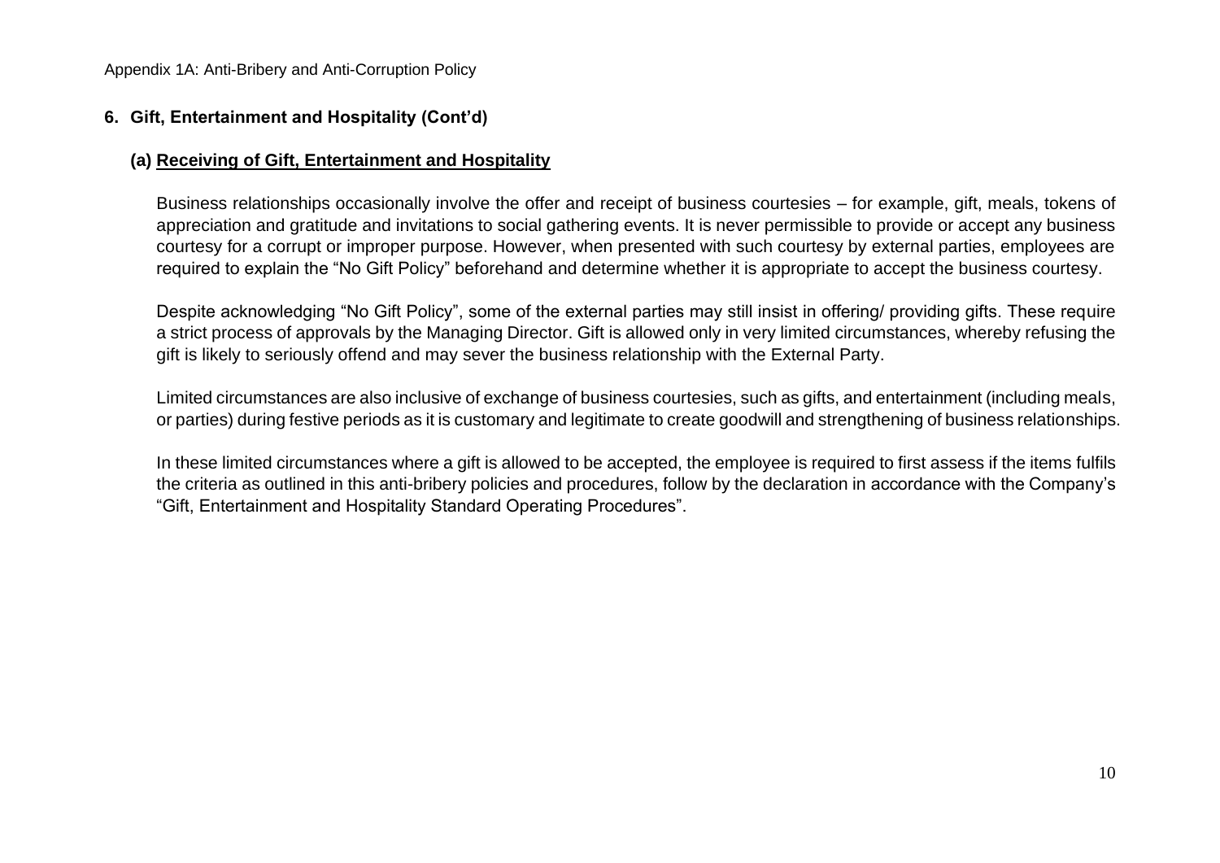## 6. Gift, Entertainment and Hospitality (Cont'd)

### (a) Receiving of Gift, Entertainment and Hospitality

Business relationships occasionally involve the offer and receipt of business courtesies – for example, gift, meals, tokens of appreciation and gratitude and invitations to social gathering events. It is never permissible to provide or accept any business courtesy for a corrupt or improper purpose. However, when presented with such courtesy by external parties, employees are required to explain the "No Gift Policy" beforehand and determine whether it is appropriate to accept the business courtesy.

Despite acknowledging "No Gift Policy", some of the external parties may still insist in offering/ providing gifts. These require a strict process of approvals by the Managing Director. Gift is allowed only in very limited circumstances, whereby refusing the gift is likely to seriously offend and may sever the business relationship with the External Party.

Limited circumstances are also inclusive of exchange of business courtesies, such as gifts, and entertainment (including meals, or parties) during festive periods as it is customary and legitimate to create goodwill and strengthening of business relationships.

In these limited circumstances where a gift is allowed to be accepted, the employee is required to first assess if the items fulfils the criteria as outlined in this anti-bribery policies and procedures, follow by the declaration in accordance with the Company's "Gift, Entertainment and Hospitality Standard Operating Procedures".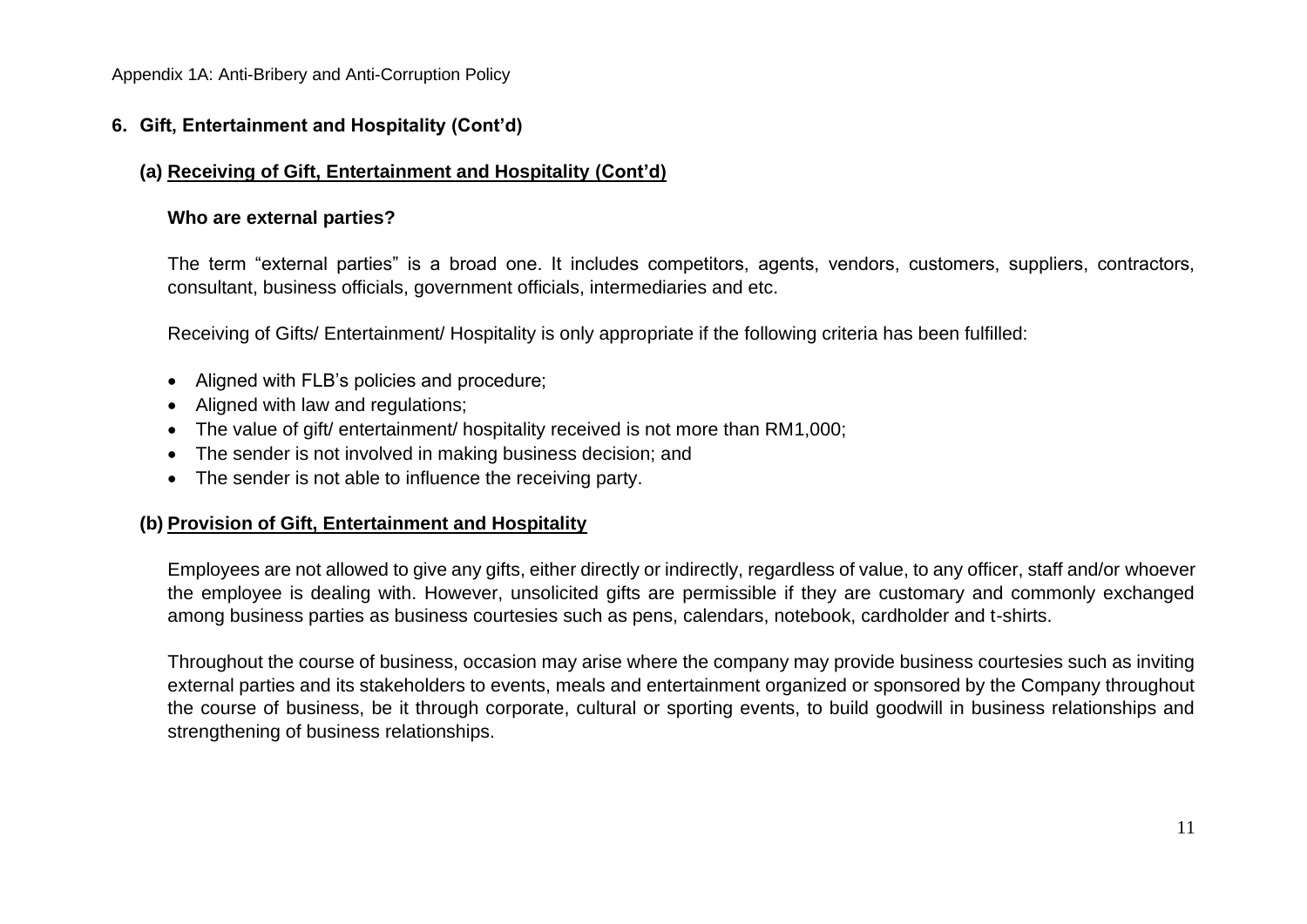## 6. Gift, Entertainment and Hospitality (Cont'd)

### (a) Receiving of Gift, Entertainment and Hospitality (Cont'd)

**Who are external parties?**

The term "external parties" is a broad one. It includes competitors, agents, vendors, customers, suppliers, contractors, consultant, business officials, government officials, intermediaries and etc.

Receiving of Gifts/ Entertainment/ Hospitality is only appropriate if the following criteria has been fulfilled:

- Aligned with FLB's policies and procedure;
- Aligned with law and regulations;
- The value of gift/ entertainment/ hospitality received is not more than RM1,000;
- The sender is not involved in making business decision; and
- The sender is not able to influence the receiving party.

### (b) Provision of Gift, Entertainment and Hospitality

Employees are not allowed to give any gifts, either directly or indirectly, regardless of value, to any officer, staff and/or whoever the employee is dealing with. However, unsolicited gifts are permissible if they are customary and commonly exchanged among business parties as business courtesies such as pens, calendars, notebook, cardholder and t-shirts.

Throughout the course of business, occasion may arise where the company may provide business courtesies such as inviting external parties and its stakeholders to events, meals and entertainment organized or sponsored by the Company throughout the course of business, be it through corporate, cultural or sporting events, to build goodwill in business relationships and strengthening of business relationships.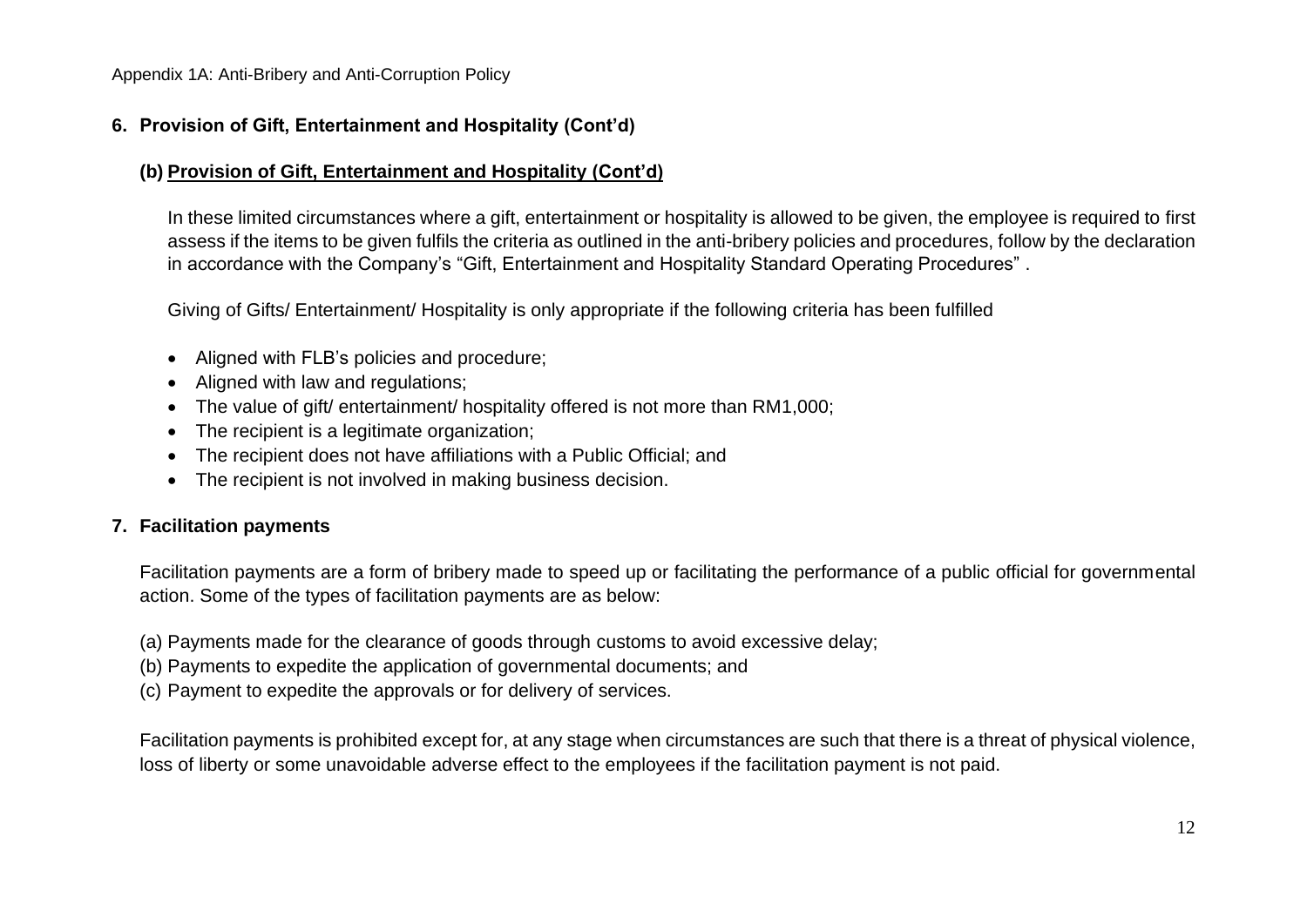## 6. Provision of Gift, Entertainment and Hospitality (Cont'd)

### (b) Provision of Gift, Entertainment and Hospitality (Cont'd)

In these limited circumstances where a gift, entertainment or hospitality is allowed to be given, the employee is required to first assess if the items to be given fulfils the criteria as outlined in the anti-bribery policies and procedures, follow by the declaration in accordance with the Company's "Gift, Entertainment and Hospitality Standard Operating Procedures" .

Giving of Gifts/ Entertainment/ Hospitality is only appropriate if the following criteria has been fulfilled

- Aligned with FLB's policies and procedure;
- Aligned with law and regulations;
- The value of gift/ entertainment/ hospitality offered is not more than RM1,000;
- The recipient is a legitimate organization;
- The recipient does not have affiliations with a Public Official; and
- The recipient is not involved in making business decision.

## 7. Facilitation payments

Facilitation payments are a form of bribery made to speed up or facilitating the performance of a public official for governmental action. Some of the types of facilitation payments are as below:

(a) Payments made for the clearance of goods through customs to avoid excessive delay;
(b) Payments to expedite the application of governmental documents; and
(c) Payment to expedite the approvals or for delivery of services.

Facilitation payments is prohibited except for, at any stage when circumstances are such that there is a threat of physical violence, loss of liberty or some unavoidable adverse effect to the employees if the facilitation payment is not paid.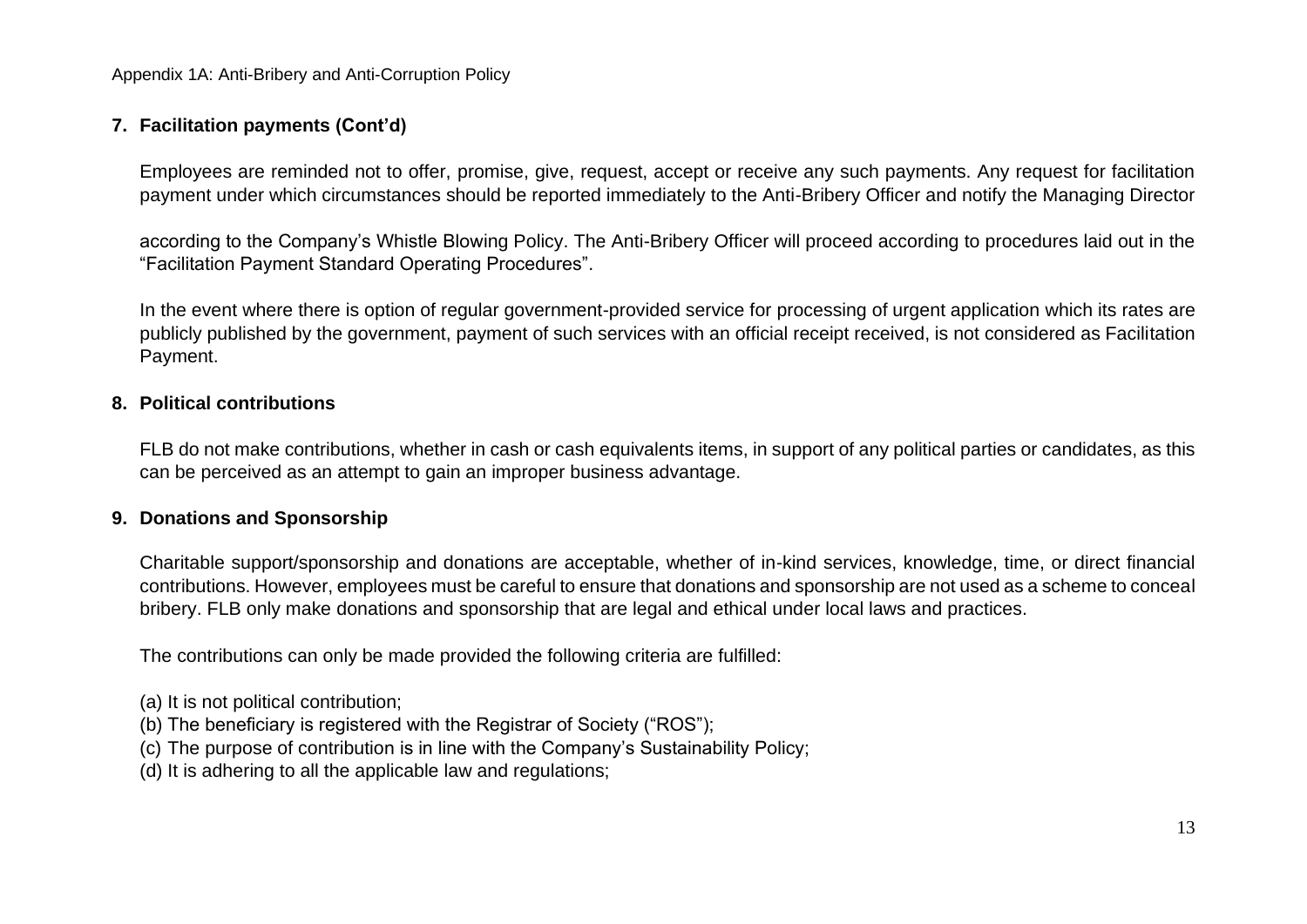## 7. Facilitation payments (Cont'd)

Employees are reminded not to offer, promise, give, request, accept or receive any such payments. Any request for facilitation payment under which circumstances should be reported immediately to the Anti-Bribery Officer and notify the Managing Director

according to the Company's Whistle Blowing Policy. The Anti-Bribery Officer will proceed according to procedures laid out in the "Facilitation Payment Standard Operating Procedures".

In the event where there is option of regular government-provided service for processing of urgent application which its rates are publicly published by the government, payment of such services with an official receipt received, is not considered as Facilitation Payment.

## 8. Political contributions

FLB do not make contributions, whether in cash or cash equivalents items, in support of any political parties or candidates, as this can be perceived as an attempt to gain an improper business advantage.

## 9. Donations and Sponsorship

Charitable support/sponsorship and donations are acceptable, whether of in-kind services, knowledge, time, or direct financial contributions. However, employees must be careful to ensure that donations and sponsorship are not used as a scheme to conceal bribery. FLB only make donations and sponsorship that are legal and ethical under local laws and practices.

The contributions can only be made provided the following criteria are fulfilled:

(a) It is not political contribution;
(b) The beneficiary is registered with the Registrar of Society ("ROS");
(c) The purpose of contribution is in line with the Company's Sustainability Policy;
(d) It is adhering to all the applicable law and regulations;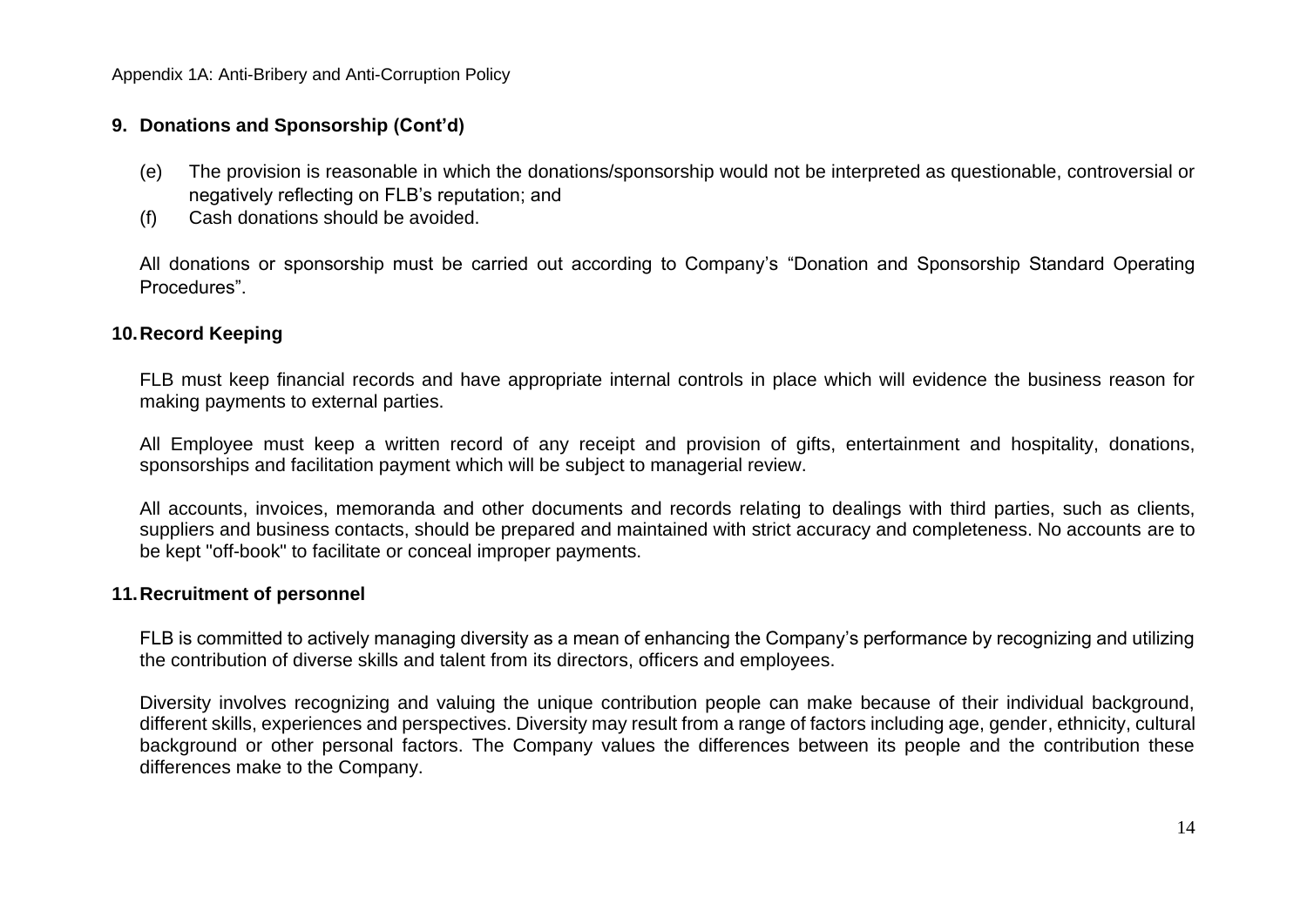## 9. Donations and Sponsorship (Cont'd)

(e) The provision is reasonable in which the donations/sponsorship would not be interpreted as questionable, controversial or negatively reflecting on FLB's reputation; and

(f) Cash donations should be avoided.

All donations or sponsorship must be carried out according to Company's "Donation and Sponsorship Standard Operating Procedures".

## 10. Record Keeping

FLB must keep financial records and have appropriate internal controls in place which will evidence the business reason for making payments to external parties.

All Employee must keep a written record of any receipt and provision of gifts, entertainment and hospitality, donations, sponsorships and facilitation payment which will be subject to managerial review.

All accounts, invoices, memoranda and other documents and records relating to dealings with third parties, such as clients, suppliers and business contacts, should be prepared and maintained with strict accuracy and completeness. No accounts are to be kept "off-book" to facilitate or conceal improper payments.

## 11. Recruitment of personnel

FLB is committed to actively managing diversity as a mean of enhancing the Company's performance by recognizing and utilizing the contribution of diverse skills and talent from its directors, officers and employees.

Diversity involves recognizing and valuing the unique contribution people can make because of their individual background, different skills, experiences and perspectives. Diversity may result from a range of factors including age, gender, ethnicity, cultural background or other personal factors. The Company values the differences between its people and the contribution these differences make to the Company.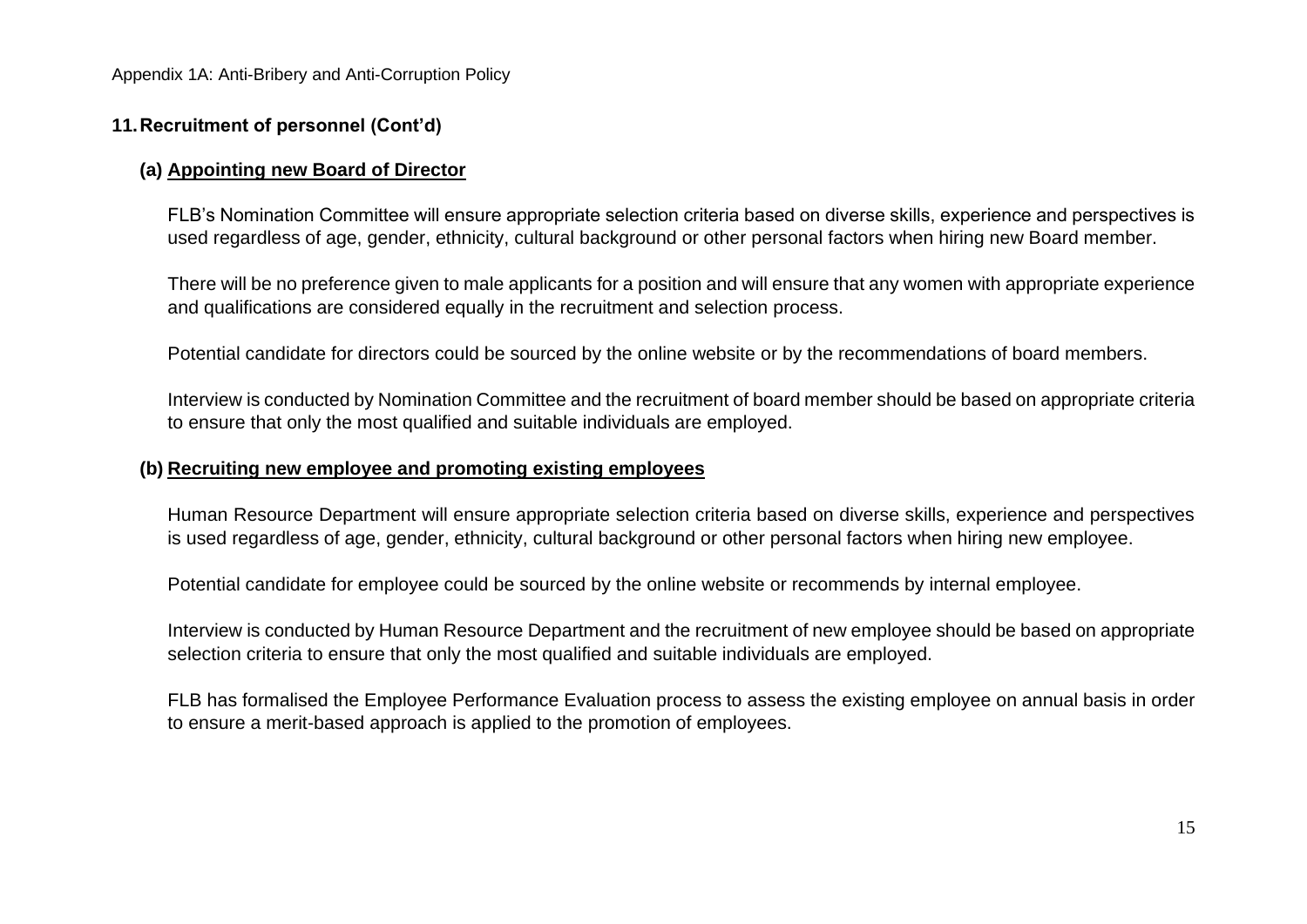## 11. Recruitment of personnel (Cont'd)

### (a) Appointing new Board of Director

FLB's Nomination Committee will ensure appropriate selection criteria based on diverse skills, experience and perspectives is used regardless of age, gender, ethnicity, cultural background or other personal factors when hiring new Board member.

There will be no preference given to male applicants for a position and will ensure that any women with appropriate experience and qualifications are considered equally in the recruitment and selection process.

Potential candidate for directors could be sourced by the online website or by the recommendations of board members.

Interview is conducted by Nomination Committee and the recruitment of board member should be based on appropriate criteria to ensure that only the most qualified and suitable individuals are employed.

### (b) Recruiting new employee and promoting existing employees

Human Resource Department will ensure appropriate selection criteria based on diverse skills, experience and perspectives is used regardless of age, gender, ethnicity, cultural background or other personal factors when hiring new employee.

Potential candidate for employee could be sourced by the online website or recommends by internal employee.

Interview is conducted by Human Resource Department and the recruitment of new employee should be based on appropriate selection criteria to ensure that only the most qualified and suitable individuals are employed.

FLB has formalised the Employee Performance Evaluation process to assess the existing employee on annual basis in order to ensure a merit-based approach is applied to the promotion of employees.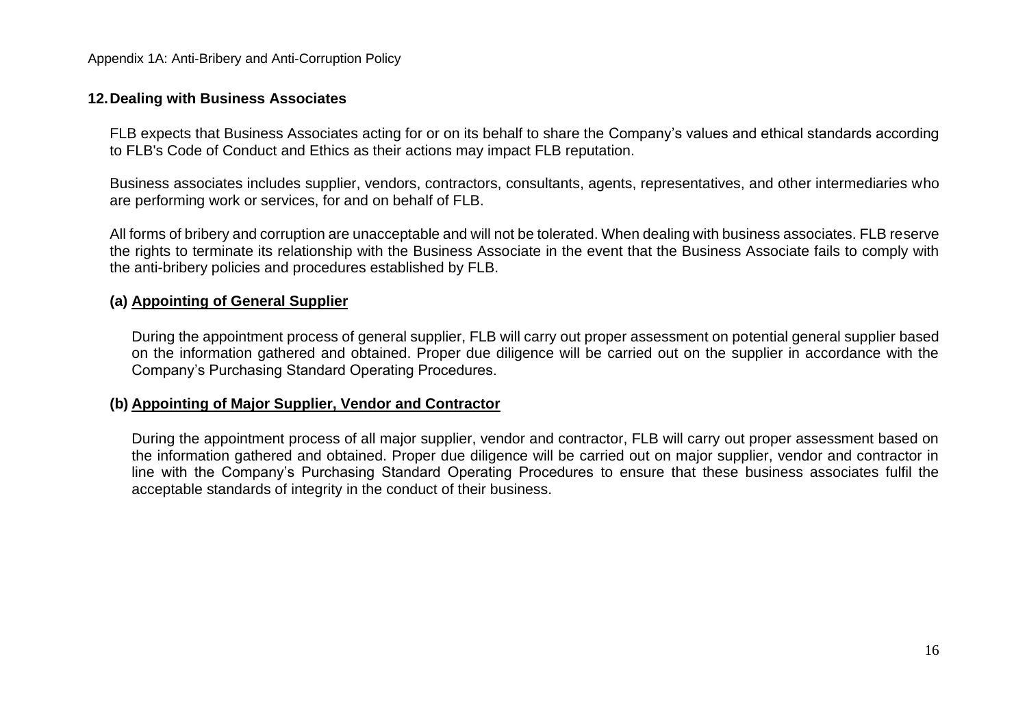## 12. Dealing with Business Associates

FLB expects that Business Associates acting for or on its behalf to share the Company's values and ethical standards according to FLB's Code of Conduct and Ethics as their actions may impact FLB reputation.

Business associates includes supplier, vendors, contractors, consultants, agents, representatives, and other intermediaries who are performing work or services, for and on behalf of FLB.

All forms of bribery and corruption are unacceptable and will not be tolerated. When dealing with business associates. FLB reserve the rights to terminate its relationship with the Business Associate in the event that the Business Associate fails to comply with the anti-bribery policies and procedures established by FLB.

### (a) Appointing of General Supplier

During the appointment process of general supplier, FLB will carry out proper assessment on potential general supplier based on the information gathered and obtained. Proper due diligence will be carried out on the supplier in accordance with the Company's Purchasing Standard Operating Procedures.

### (b) Appointing of Major Supplier, Vendor and Contractor

During the appointment process of all major supplier, vendor and contractor, FLB will carry out proper assessment based on the information gathered and obtained. Proper due diligence will be carried out on major supplier, vendor and contractor in line with the Company's Purchasing Standard Operating Procedures to ensure that these business associates fulfil the acceptable standards of integrity in the conduct of their business.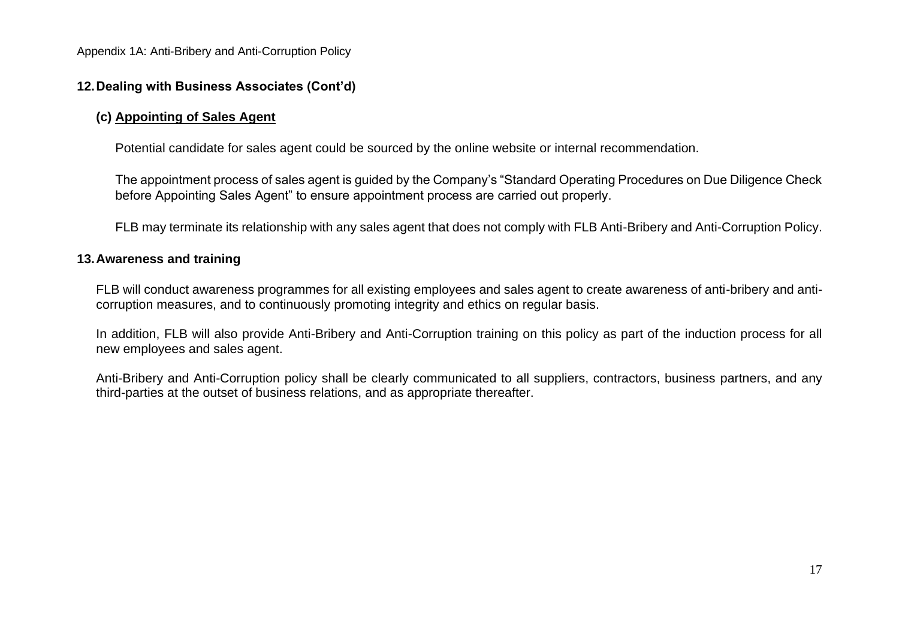## 12. Dealing with Business Associates (Cont'd)

### (c) Appointing of Sales Agent

Potential candidate for sales agent could be sourced by the online website or internal recommendation.

The appointment process of sales agent is guided by the Company's "Standard Operating Procedures on Due Diligence Check before Appointing Sales Agent" to ensure appointment process are carried out properly.

FLB may terminate its relationship with any sales agent that does not comply with FLB Anti-Bribery and Anti-Corruption Policy.

## 13. Awareness and training

FLB will conduct awareness programmes for all existing employees and sales agent to create awareness of anti-bribery and anti-corruption measures, and to continuously promoting integrity and ethics on regular basis.

In addition, FLB will also provide Anti-Bribery and Anti-Corruption training on this policy as part of the induction process for all new employees and sales agent.

Anti-Bribery and Anti-Corruption policy shall be clearly communicated to all suppliers, contractors, business partners, and any third-parties at the outset of business relations, and as appropriate thereafter.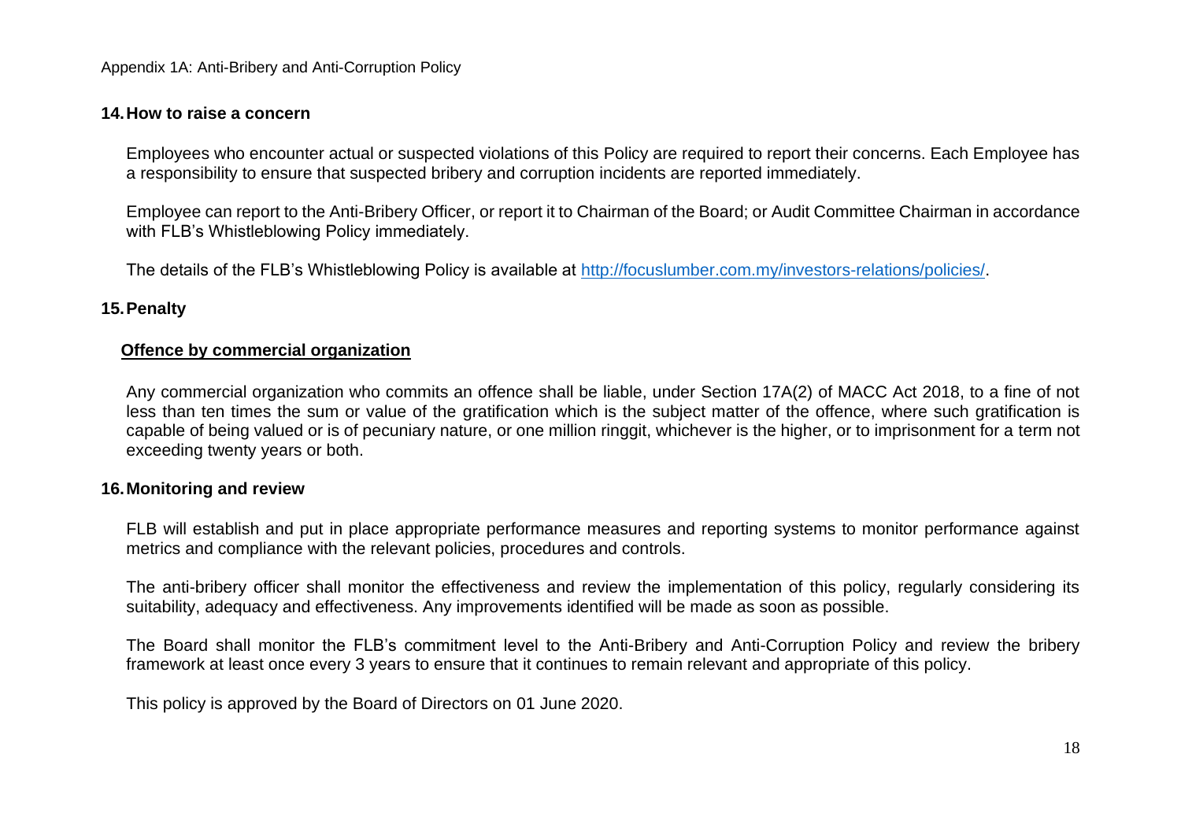## 14. How to raise a concern

Employees who encounter actual or suspected violations of this Policy are required to report their concerns. Each Employee has a responsibility to ensure that suspected bribery and corruption incidents are reported immediately.

Employee can report to the Anti-Bribery Officer, or report it to Chairman of the Board; or Audit Committee Chairman in accordance with FLB's Whistleblowing Policy immediately.

The details of the FLB's Whistleblowing Policy is available at [http://focuslumber.com.my/investors-relations/policies/](http://focuslumber.com.my/investors-relations/policies/).

## 15. Penalty

**<u>Offence by commercial organization</u>**

Any commercial organization who commits an offence shall be liable, under Section 17A(2) of MACC Act 2018, to a fine of not less than ten times the sum or value of the gratification which is the subject matter of the offence, where such gratification is capable of being valued or is of pecuniary nature, or one million ringgit, whichever is the higher, or to imprisonment for a term not exceeding twenty years or both.

## 16. Monitoring and review

FLB will establish and put in place appropriate performance measures and reporting systems to monitor performance against metrics and compliance with the relevant policies, procedures and controls.

The anti-bribery officer shall monitor the effectiveness and review the implementation of this policy, regularly considering its suitability, adequacy and effectiveness. Any improvements identified will be made as soon as possible.

The Board shall monitor the FLB's commitment level to the Anti-Bribery and Anti-Corruption Policy and review the bribery framework at least once every 3 years to ensure that it continues to remain relevant and appropriate of this policy.

This policy is approved by the Board of Directors on 01 June 2020.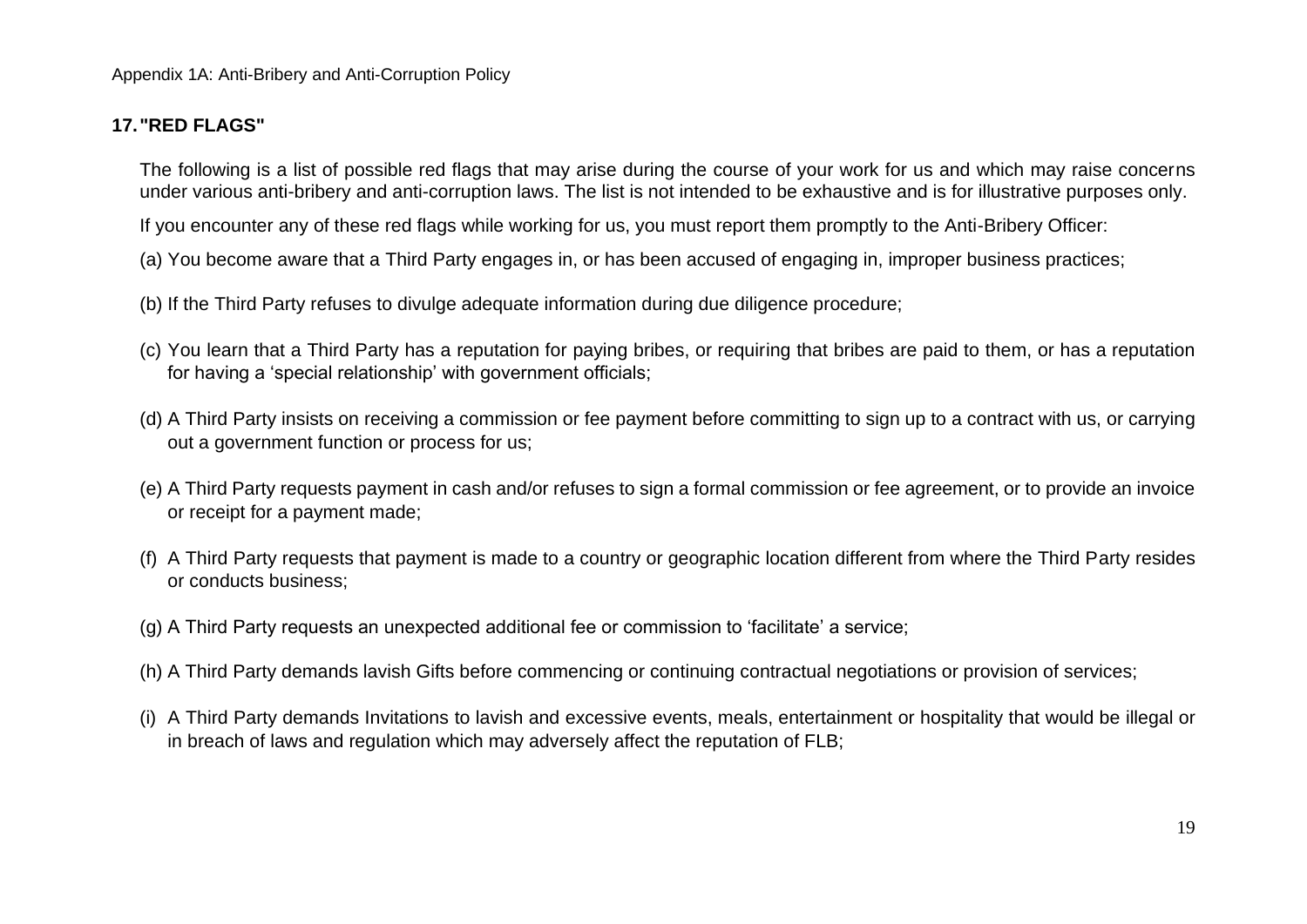## 17. "RED FLAGS"

The following is a list of possible red flags that may arise during the course of your work for us and which may raise concerns under various anti-bribery and anti-corruption laws. The list is not intended to be exhaustive and is for illustrative purposes only.

If you encounter any of these red flags while working for us, you must report them promptly to the Anti-Bribery Officer:

(a) You become aware that a Third Party engages in, or has been accused of engaging in, improper business practices;

(b) If the Third Party refuses to divulge adequate information during due diligence procedure;

(c) You learn that a Third Party has a reputation for paying bribes, or requiring that bribes are paid to them, or has a reputation for having a 'special relationship' with government officials;

(d) A Third Party insists on receiving a commission or fee payment before committing to sign up to a contract with us, or carrying out a government function or process for us;

(e) A Third Party requests payment in cash and/or refuses to sign a formal commission or fee agreement, or to provide an invoice or receipt for a payment made;

(f) A Third Party requests that payment is made to a country or geographic location different from where the Third Party resides or conducts business;

(g) A Third Party requests an unexpected additional fee or commission to 'facilitate' a service;

(h) A Third Party demands lavish Gifts before commencing or continuing contractual negotiations or provision of services;

(i) A Third Party demands Invitations to lavish and excessive events, meals, entertainment or hospitality that would be illegal or in breach of laws and regulation which may adversely affect the reputation of FLB;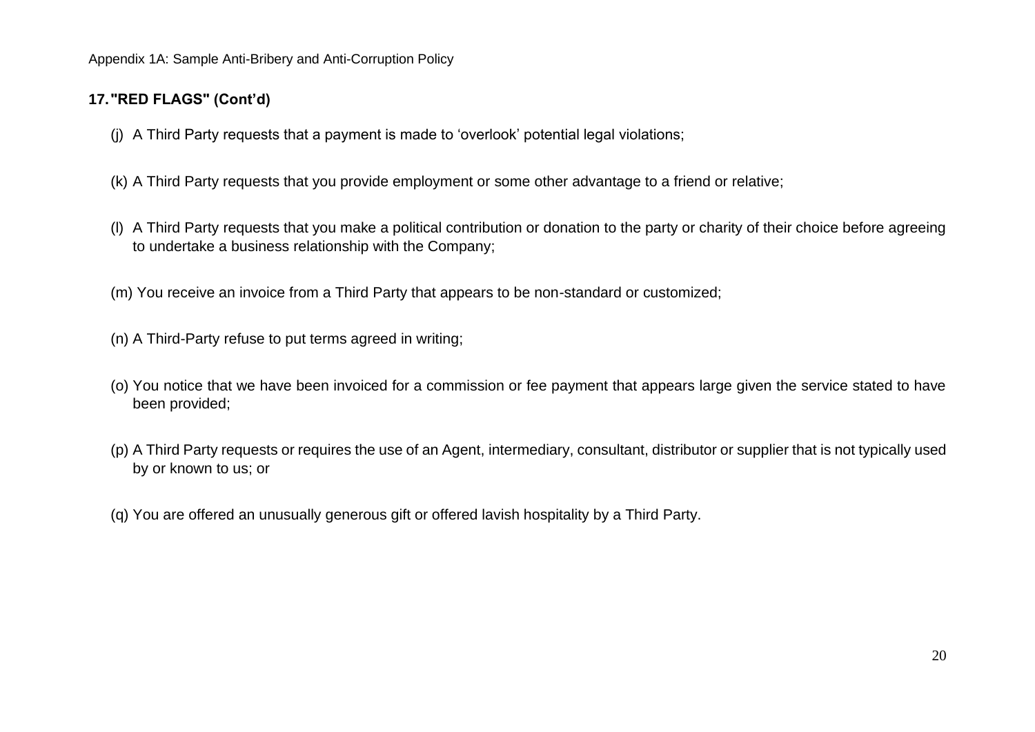## 17. "RED FLAGS" (Cont'd)

(j) A Third Party requests that a payment is made to 'overlook' potential legal violations;

(k) A Third Party requests that you provide employment or some other advantage to a friend or relative;

(l) A Third Party requests that you make a political contribution or donation to the party or charity of their choice before agreeing to undertake a business relationship with the Company;

(m) You receive an invoice from a Third Party that appears to be non-standard or customized;

(n) A Third-Party refuse to put terms agreed in writing;

(o) You notice that we have been invoiced for a commission or fee payment that appears large given the service stated to have been provided;

(p) A Third Party requests or requires the use of an Agent, intermediary, consultant, distributor or supplier that is not typically used by or known to us; or

(q) You are offered an unusually generous gift or offered lavish hospitality by a Third Party.